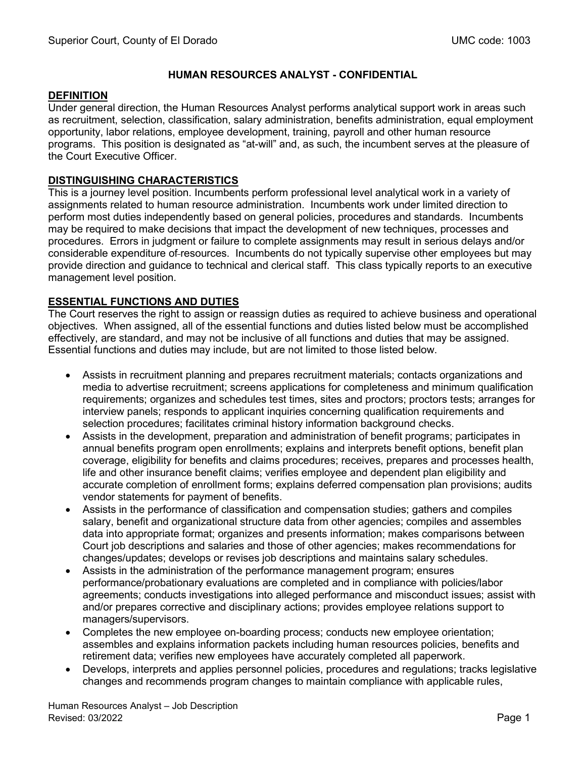Superior Court, County of El Dorado UMC code: 1003

# HUMAN RESOURCES ANALYST - CONFIDENTIAL

## DEFINITION

Under general direction, the Human Resources Analyst performs analytical support work in areas such as recruitment, selection, classification, salary administration, benefits administration, equal employment opportunity, labor relations, employee development, training, payroll and other human resource programs. This position is designated as "at-will" and, as such, the incumbent serves at the pleasure of the Court Executive Officer.

## DISTINGUISHING CHARACTERISTICS

This is a journey level position. Incumbents perform professional level analytical work in a variety of assignments related to human resource administration. Incumbents work under limited direction to perform most duties independently based on general policies, procedures and standards. Incumbents may be required to make decisions that impact the development of new techniques, processes and procedures. Errors in judgment or failure to complete assignments may result in serious delays and/or considerable expenditure of resources. Incumbents do not typically supervise other employees but may provide direction and guidance to technical and clerical staff. This class typically reports to an executive management level position.

## ESSENTIAL FUNCTIONS AND DUTIES

The Court reserves the right to assign or reassign duties as required to achieve business and operational objectives. When assigned, all of the essential functions and duties listed below must be accomplished effectively, are standard, and may not be inclusive of all functions and duties that may be assigned. Essential functions and duties may include, but are not limited to those listed below.

- Assists in recruitment planning and prepares recruitment materials; contacts organizations and media to advertise recruitment; screens applications for completeness and minimum qualification requirements; organizes and schedules test times, sites and proctors; proctors tests; arranges for interview panels; responds to applicant inquiries concerning qualification requirements and selection procedures; facilitates criminal history information background checks.
- Assists in the development, preparation and administration of benefit programs; participates in annual benefits program open enrollments; explains and interprets benefit options, benefit plan coverage, eligibility for benefits and claims procedures; receives, prepares and processes health, life and other insurance benefit claims; verifies employee and dependent plan eligibility and accurate completion of enrollment forms; explains deferred compensation plan provisions; audits vendor statements for payment of benefits.
- Assists in the performance of classification and compensation studies; gathers and compiles salary, benefit and organizational structure data from other agencies; compiles and assembles data into appropriate format; organizes and presents information; makes comparisons between Court job descriptions and salaries and those of other agencies; makes recommendations for changes/updates; develops or revises job descriptions and maintains salary schedules.
- Assists in the administration of the performance management program; ensures performance/probationary evaluations are completed and in compliance with policies/labor agreements; conducts investigations into alleged performance and misconduct issues; assist with and/or prepares corrective and disciplinary actions; provides employee relations support to managers/supervisors.
- Completes the new employee on-boarding process; conducts new employee orientation; assembles and explains information packets including human resources policies, benefits and retirement data; verifies new employees have accurately completed all paperwork.
- Develops, interprets and applies personnel policies, procedures and regulations; tracks legislative changes and recommends program changes to maintain compliance with applicable rules,

Human Resources Analyst – Job Description
Revised: 03/2022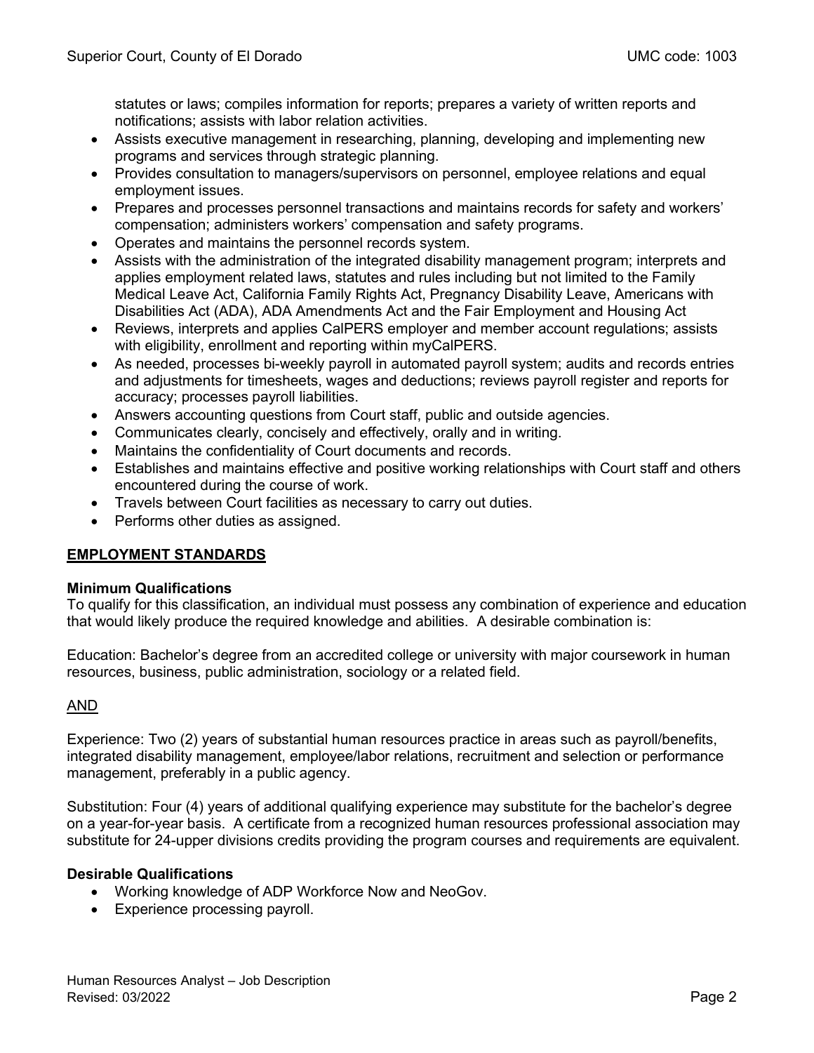statutes or laws; compiles information for reports; prepares a variety of written reports and notifications; assists with labor relation activities.

- Assists executive management in researching, planning, developing and implementing new programs and services through strategic planning.
- Provides consultation to managers/supervisors on personnel, employee relations and equal employment issues.
- Prepares and processes personnel transactions and maintains records for safety and workers' compensation; administers workers' compensation and safety programs.
- Operates and maintains the personnel records system.
- Assists with the administration of the integrated disability management program; interprets and applies employment related laws, statutes and rules including but not limited to the Family Medical Leave Act, California Family Rights Act, Pregnancy Disability Leave, Americans with Disabilities Act (ADA), ADA Amendments Act and the Fair Employment and Housing Act
- Reviews, interprets and applies CalPERS employer and member account regulations; assists with eligibility, enrollment and reporting within myCalPERS.
- As needed, processes bi-weekly payroll in automated payroll system; audits and records entries and adjustments for timesheets, wages and deductions; reviews payroll register and reports for accuracy; processes payroll liabilities.
- Answers accounting questions from Court staff, public and outside agencies.
- Communicates clearly, concisely and effectively, orally and in writing.
- Maintains the confidentiality of Court documents and records.
- Establishes and maintains effective and positive working relationships with Court staff and others encountered during the course of work.
- Travels between Court facilities as necessary to carry out duties.
- Performs other duties as assigned.

## EMPLOYMENT STANDARDS

### Minimum Qualifications

To qualify for this classification, an individual must possess any combination of experience and education that would likely produce the required knowledge and abilities. A desirable combination is:

Education: Bachelor's degree from an accredited college or university with major coursework in human resources, business, public administration, sociology or a related field.

AND

Experience: Two (2) years of substantial human resources practice in areas such as payroll/benefits, integrated disability management, employee/labor relations, recruitment and selection or performance management, preferably in a public agency.

Substitution: Four (4) years of additional qualifying experience may substitute for the bachelor's degree on a year-for-year basis. A certificate from a recognized human resources professional association may substitute for 24-upper divisions credits providing the program courses and requirements are equivalent.

### Desirable Qualifications

- Working knowledge of ADP Workforce Now and NeoGov.
- Experience processing payroll.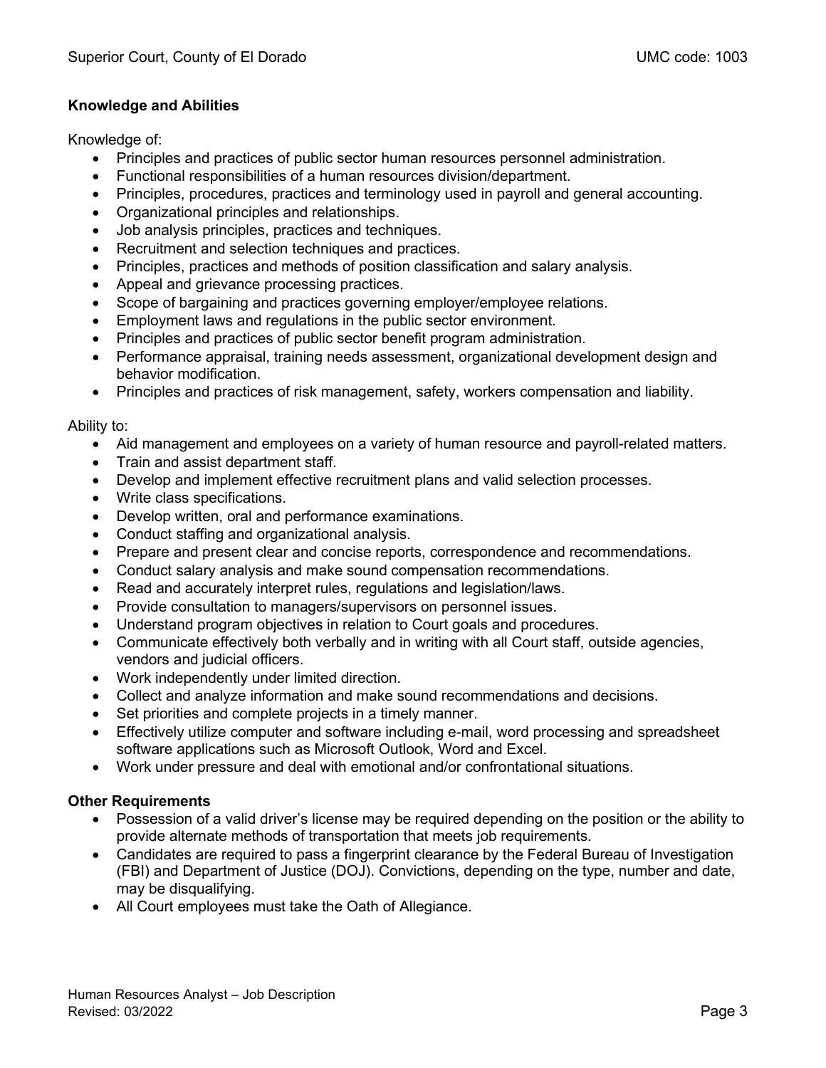**Knowledge and Abilities**

Knowledge of:

- Principles and practices of public sector human resources personnel administration.
- Functional responsibilities of a human resources division/department.
- Principles, procedures, practices and terminology used in payroll and general accounting.
- Organizational principles and relationships.
- Job analysis principles, practices and techniques.
- Recruitment and selection techniques and practices.
- Principles, practices and methods of position classification and salary analysis.
- Appeal and grievance processing practices.
- Scope of bargaining and practices governing employer/employee relations.
- Employment laws and regulations in the public sector environment.
- Principles and practices of public sector benefit program administration.
- Performance appraisal, training needs assessment, organizational development design and behavior modification.
- Principles and practices of risk management, safety, workers compensation and liability.

Ability to:

- Aid management and employees on a variety of human resource and payroll-related matters.
- Train and assist department staff.
- Develop and implement effective recruitment plans and valid selection processes.
- Write class specifications.
- Develop written, oral and performance examinations.
- Conduct staffing and organizational analysis.
- Prepare and present clear and concise reports, correspondence and recommendations.
- Conduct salary analysis and make sound compensation recommendations.
- Read and accurately interpret rules, regulations and legislation/laws.
- Provide consultation to managers/supervisors on personnel issues.
- Understand program objectives in relation to Court goals and procedures.
- Communicate effectively both verbally and in writing with all Court staff, outside agencies, vendors and judicial officers.
- Work independently under limited direction.
- Collect and analyze information and make sound recommendations and decisions.
- Set priorities and complete projects in a timely manner.
- Effectively utilize computer and software including e-mail, word processing and spreadsheet software applications such as Microsoft Outlook, Word and Excel.
- Work under pressure and deal with emotional and/or confrontational situations.

**Other Requirements**

- Possession of a valid driver's license may be required depending on the position or the ability to provide alternate methods of transportation that meets job requirements.
- Candidates are required to pass a fingerprint clearance by the Federal Bureau of Investigation (FBI) and Department of Justice (DOJ). Convictions, depending on the type, number and date, may be disqualifying.
- All Court employees must take the Oath of Allegiance.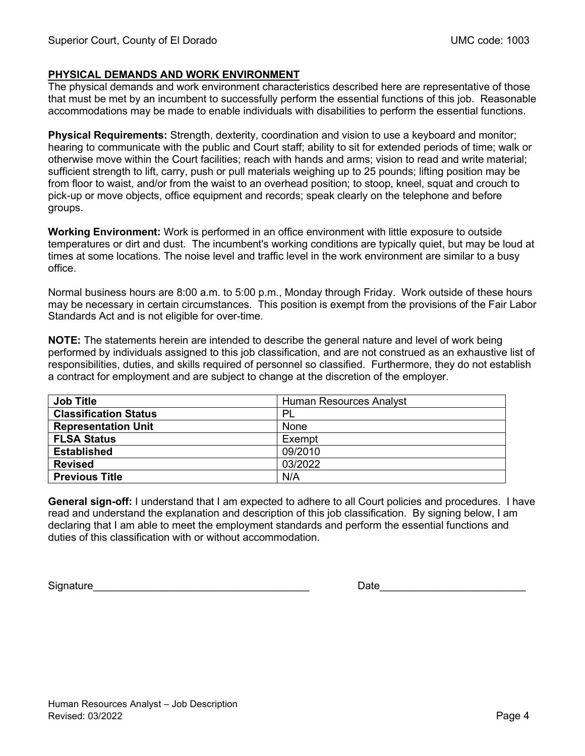## **PHYSICAL DEMANDS AND WORK ENVIRONMENT**

The physical demands and work environment characteristics described here are representative of those that must be met by an incumbent to successfully perform the essential functions of this job. Reasonable accommodations may be made to enable individuals with disabilities to perform the essential functions.

**Physical Requirements:** Strength, dexterity, coordination and vision to use a keyboard and monitor; hearing to communicate with the public and Court staff; ability to sit for extended periods of time; walk or otherwise move within the Court facilities; reach with hands and arms; vision to read and write material; sufficient strength to lift, carry, push or pull materials weighing up to 25 pounds; lifting position may be from floor to waist, and/or from the waist to an overhead position; to stoop, kneel, squat and crouch to pick-up or move objects, office equipment and records; speak clearly on the telephone and before groups.

**Working Environment:** Work is performed in an office environment with little exposure to outside temperatures or dirt and dust. The incumbent's working conditions are typically quiet, but may be loud at times at some locations. The noise level and traffic level in the work environment are similar to a busy office.

Normal business hours are 8:00 a.m. to 5:00 p.m., Monday through Friday. Work outside of these hours may be necessary in certain circumstances. This position is exempt from the provisions of the Fair Labor Standards Act and is not eligible for over-time.

**NOTE:** The statements herein are intended to describe the general nature and level of work being performed by individuals assigned to this job classification, and are not construed as an exhaustive list of responsibilities, duties, and skills required of personnel so classified. Furthermore, they do not establish a contract for employment and are subject to change at the discretion of the employer.

| | |
|---|---|
| **Job Title** | Human Resources Analyst |
| **Classification Status** | PL |
| **Representation Unit** | None |
| **FLSA Status** | Exempt |
| **Established** | 09/2010 |
| **Revised** | 03/2022 |
| **Previous Title** | N/A |

**General sign-off:** I understand that I am expected to adhere to all Court policies and procedures. I have read and understand the explanation and description of this job classification. By signing below, I am declaring that I am able to meet the employment standards and perform the essential functions and duties of this classification with or without accommodation.

Signature_____________________________________ Date_________________________